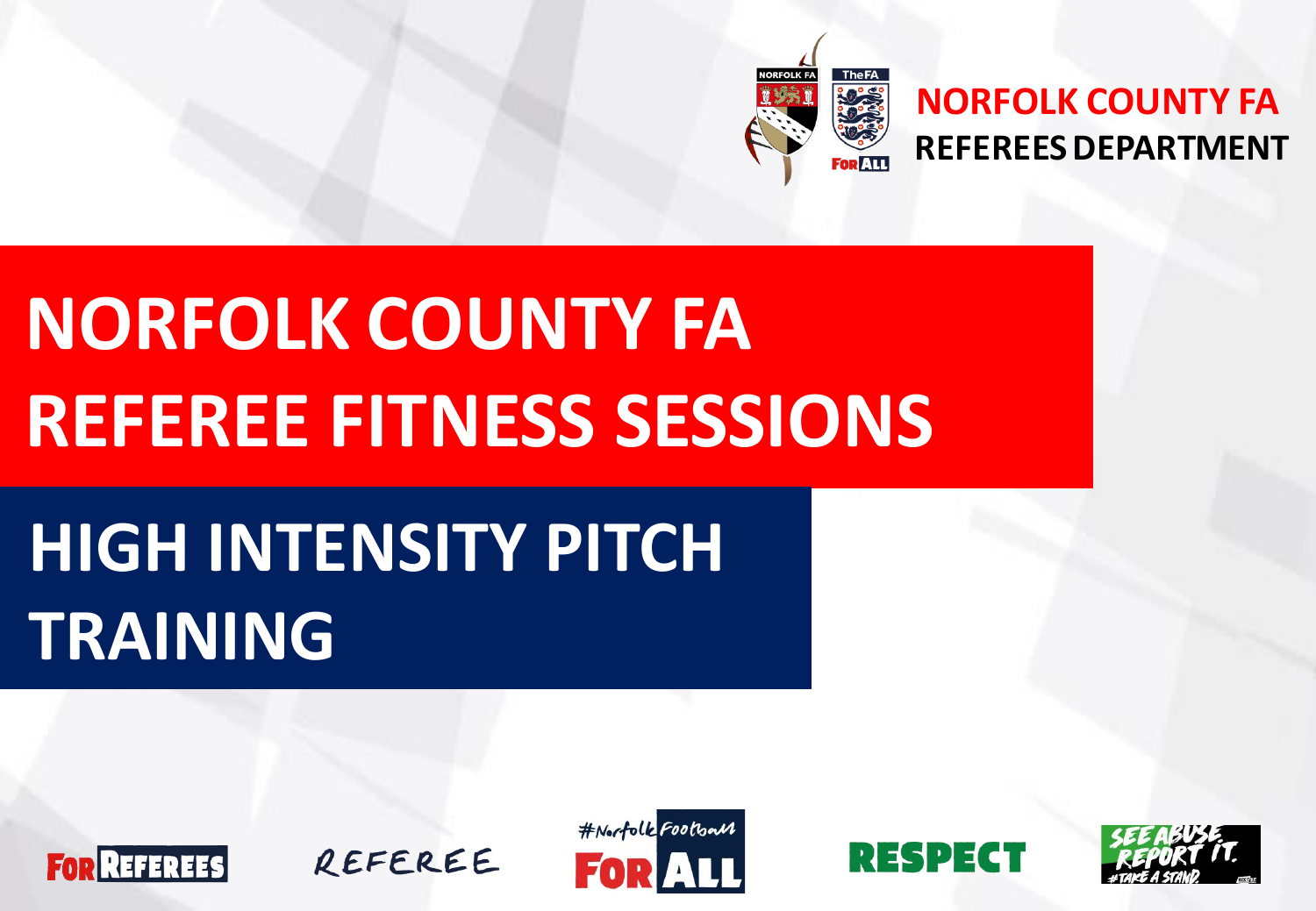NORFOLK COUNTY FA
REFEREES DEPARTMENT

# NORFOLK COUNTY FA REFEREE FITNESS SESSIONS

## HIGH INTENSITY PITCH TRAINING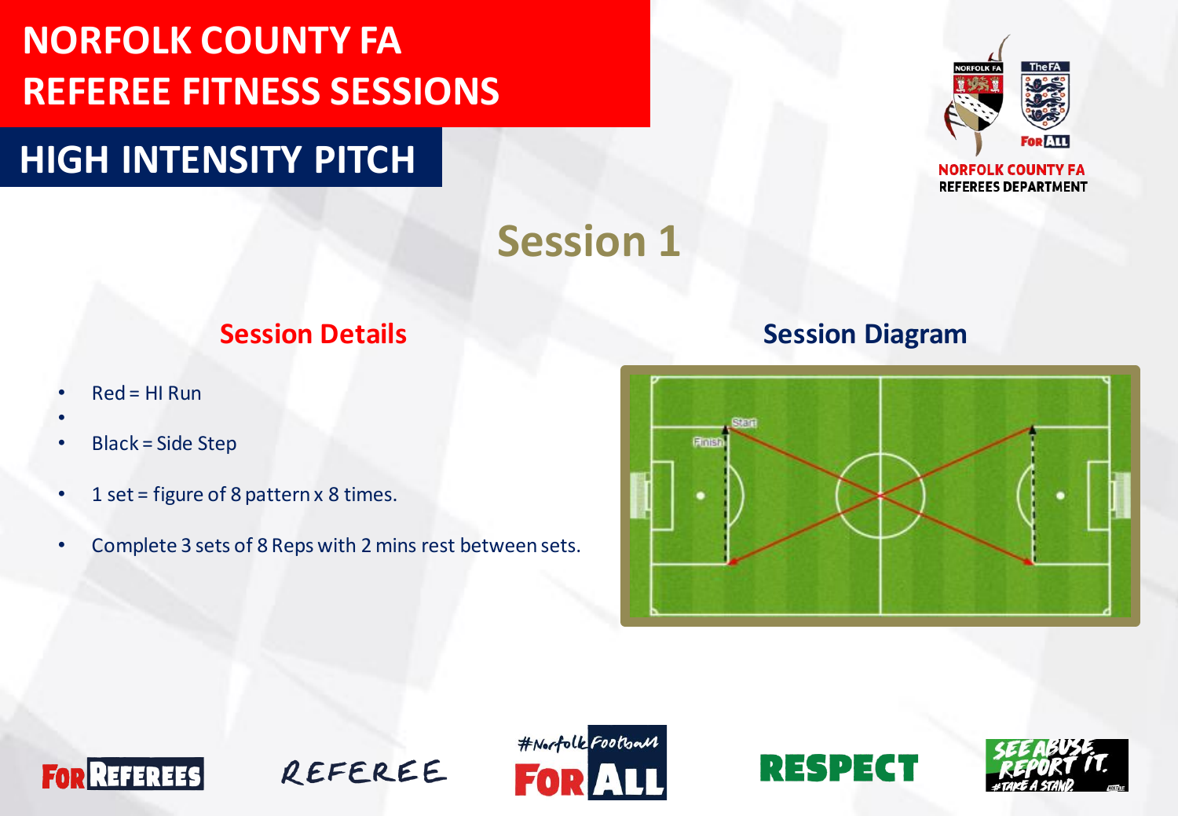# NORFOLK COUNTY FA REFEREE FITNESS SESSIONS

## HIGH INTENSITY PITCH

## Session 1

### Session Details

- Red = HI Run
- 
- Black = Side Step
- 1 set = figure of 8 pattern x 8 times.
- Complete 3 sets of 8 Reps with 2 mins rest between sets.

### Session Diagram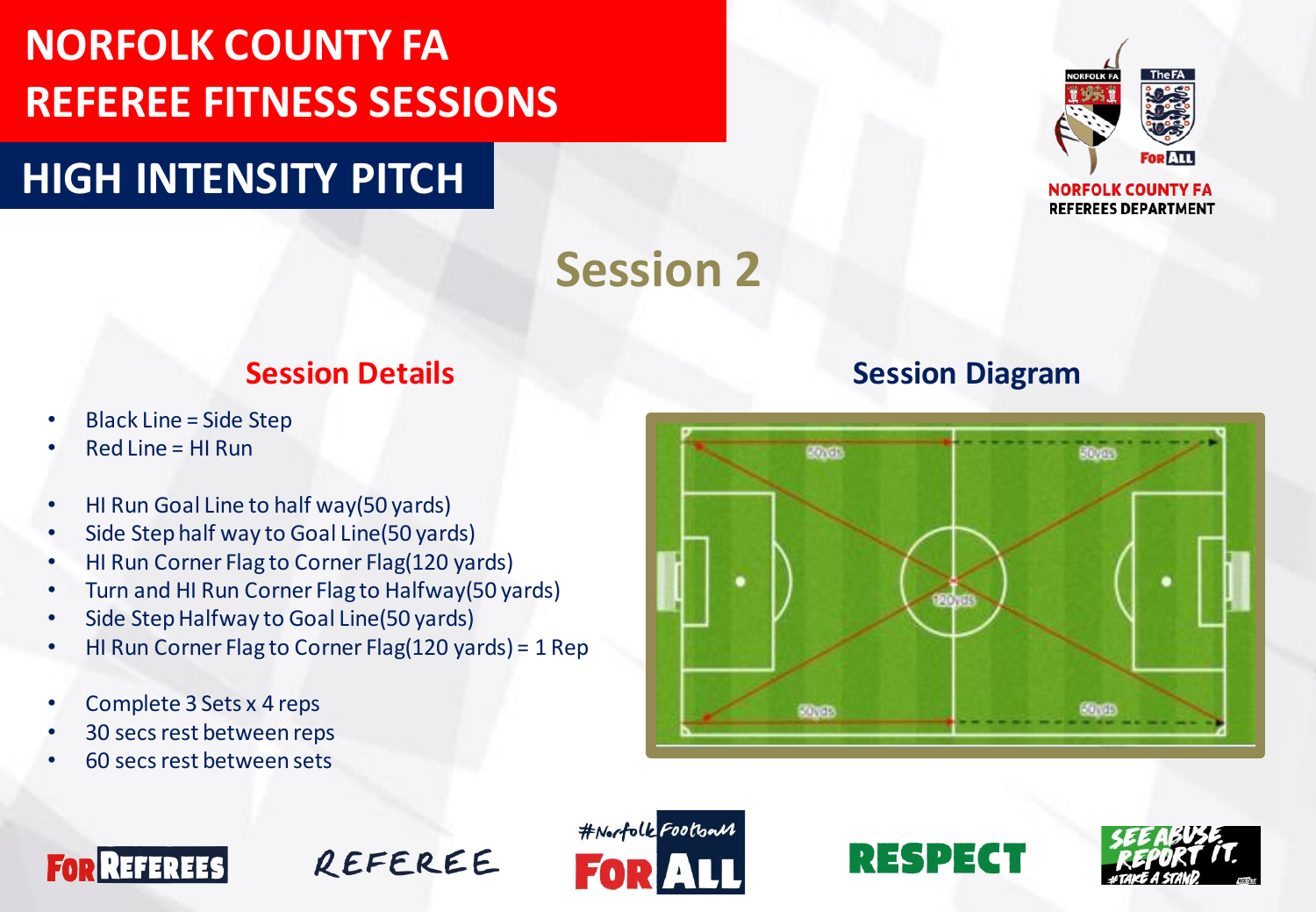# NORFOLK COUNTY FA REFEREE FITNESS SESSIONS

## HIGH INTENSITY PITCH

NORFOLK COUNTY FA
REFEREES DEPARTMENT

## Session 2

### Session Details

- Black Line = Side Step
- Red Line = HI Run

- HI Run Goal Line to half way(50 yards)
- Side Step half way to Goal Line(50 yards)
- HI Run Corner Flag to Corner Flag(120 yards)
- Turn and HI Run Corner Flag to Halfway(50 yards)
- Side Step Halfway to Goal Line(50 yards)
- HI Run Corner Flag to Corner Flag(120 yards) = 1 Rep

- Complete 3 Sets x 4 reps
- 30 secs rest between reps
- 60 secs rest between sets

### Session Diagram

50yds
50yds
120yds
50yds
50yds

FOR REFEREES

REFEREE

#NorfolkFootball FOR ALL

RESPECT

SEE ABUSE REPORT IT. #TAKE A STAND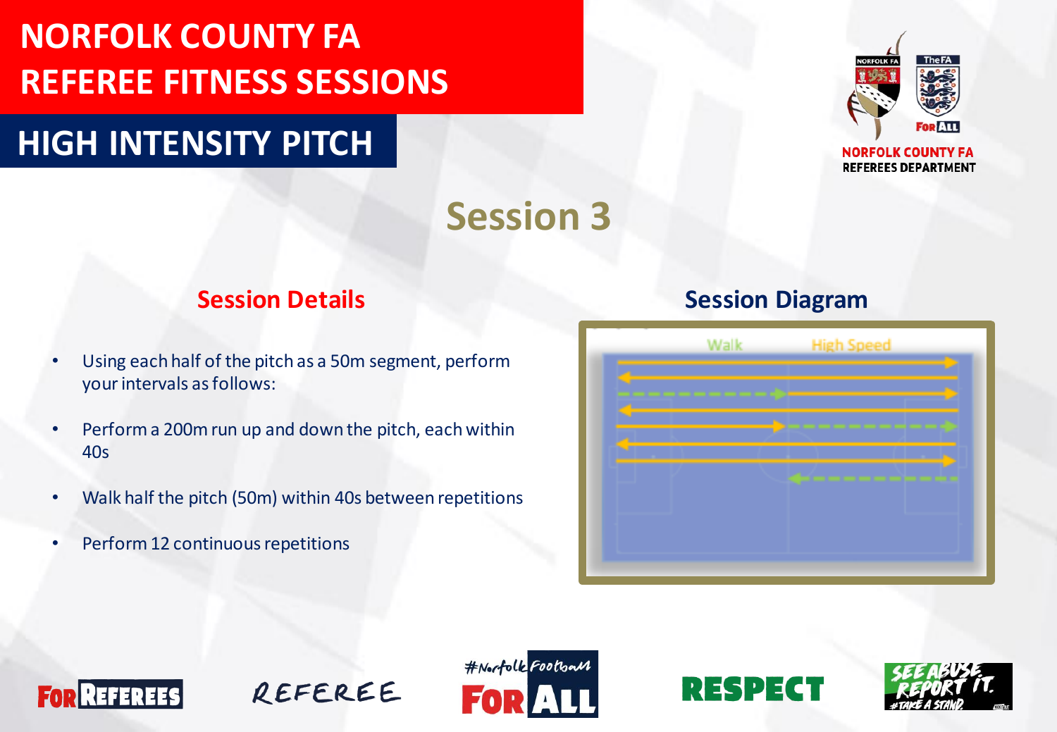# NORFOLK COUNTY FA REFEREE FITNESS SESSIONS

## HIGH INTENSITY PITCH

NORFOLK COUNTY FA
REFEREES DEPARTMENT

## Session 3

### Session Details

- Using each half of the pitch as a 50m segment, perform your intervals as follows:
- Perform a 200m run up and down the pitch, each within 40s
- Walk half the pitch (50m) within 40s between repetitions
- Perform 12 continuous repetitions

### Session Diagram

Walk
High Speed

FOR REFEREES

REFEREE

#NorfolkFootball FOR ALL

RESPECT

SEE ABUSE REPORT IT. #TAKE A STAND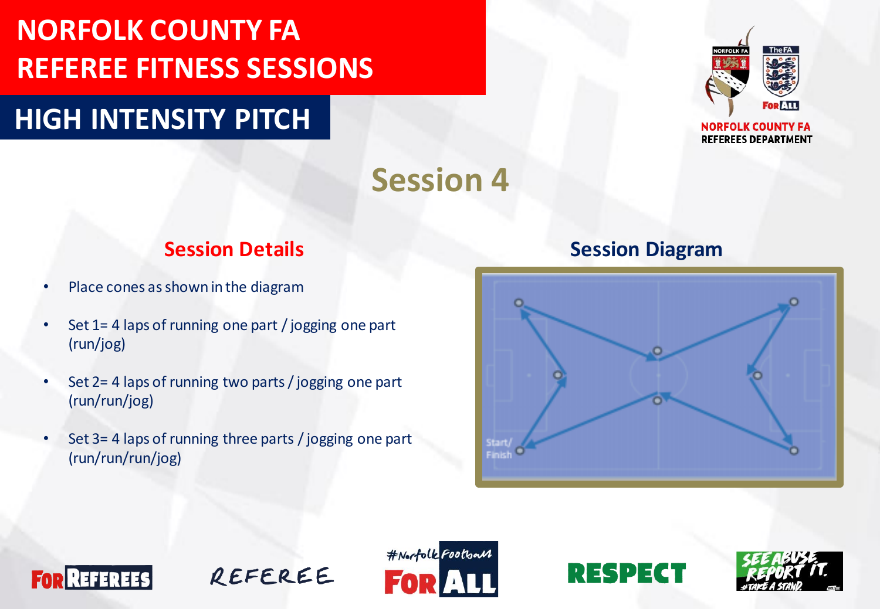# NORFOLK COUNTY FA REFEREE FITNESS SESSIONS

## HIGH INTENSITY PITCH

NORFOLK COUNTY FA
REFEREES DEPARTMENT

## Session 4

### Session Details

- Place cones as shown in the diagram
- Set 1= 4 laps of running one part / jogging one part (run/jog)
- Set 2= 4 laps of running two parts / jogging one part (run/run/jog)
- Set 3= 4 laps of running three parts / jogging one part (run/run/run/jog)

### Session Diagram

Start/
Finish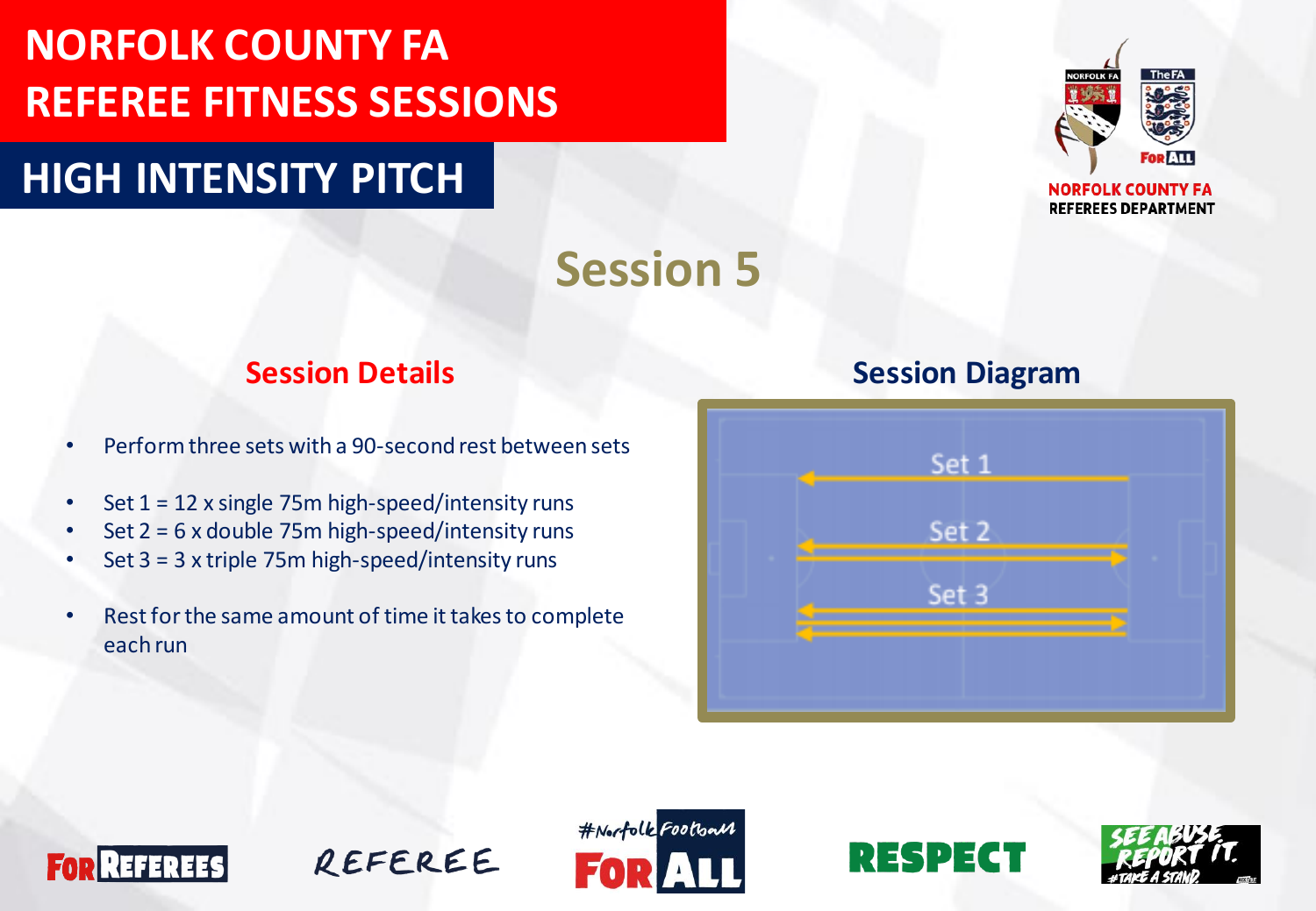# NORFOLK COUNTY FA REFEREE FITNESS SESSIONS

## HIGH INTENSITY PITCH

NORFOLK COUNTY FA
REFEREES DEPARTMENT

## Session 5

### Session Details

- Perform three sets with a 90-second rest between sets

- Set 1 = 12 x single 75m high-speed/intensity runs
- Set 2 = 6 x double 75m high-speed/intensity runs
- Set 3 = 3 x triple 75m high-speed/intensity runs

- Rest for the same amount of time it takes to complete each run

### Session Diagram

Set 1

Set 2

Set 3

FOR REFEREES

REFEREE

#NorfolkFootball FOR ALL

RESPECT

SEE ABUSE REPORT IT. #TAKE A STAND